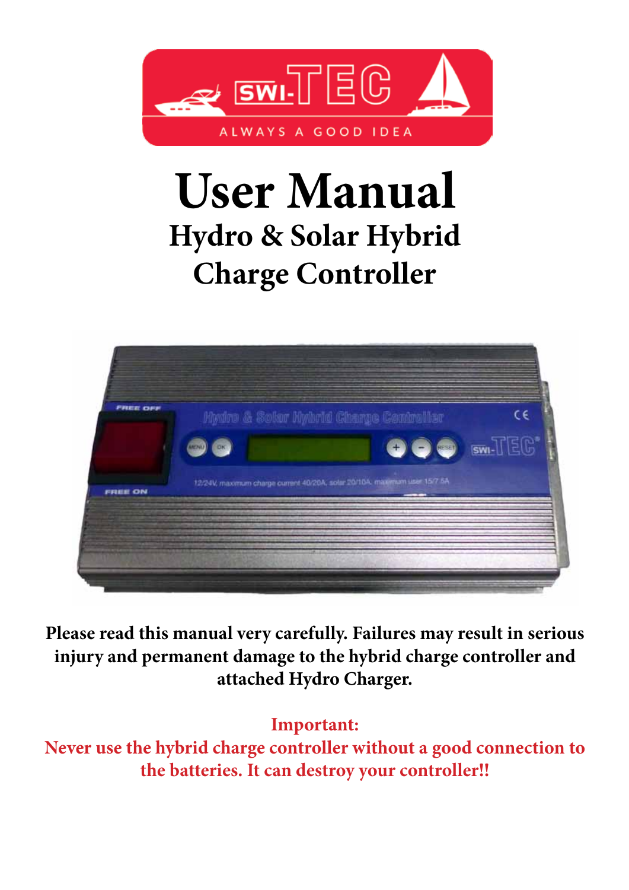SWI-TEC

ALWAYS A GOOD IDEA

# User Manual

## Hydro & Solar Hybrid Charge Controller

**Please read this manual very carefully. Failures may result in serious injury and permanent damage to the hybrid charge controller and attached Hydro Charger.**

**Important:**
**Never use the hybrid charge controller without a good connection to the batteries. It can destroy your controller!!**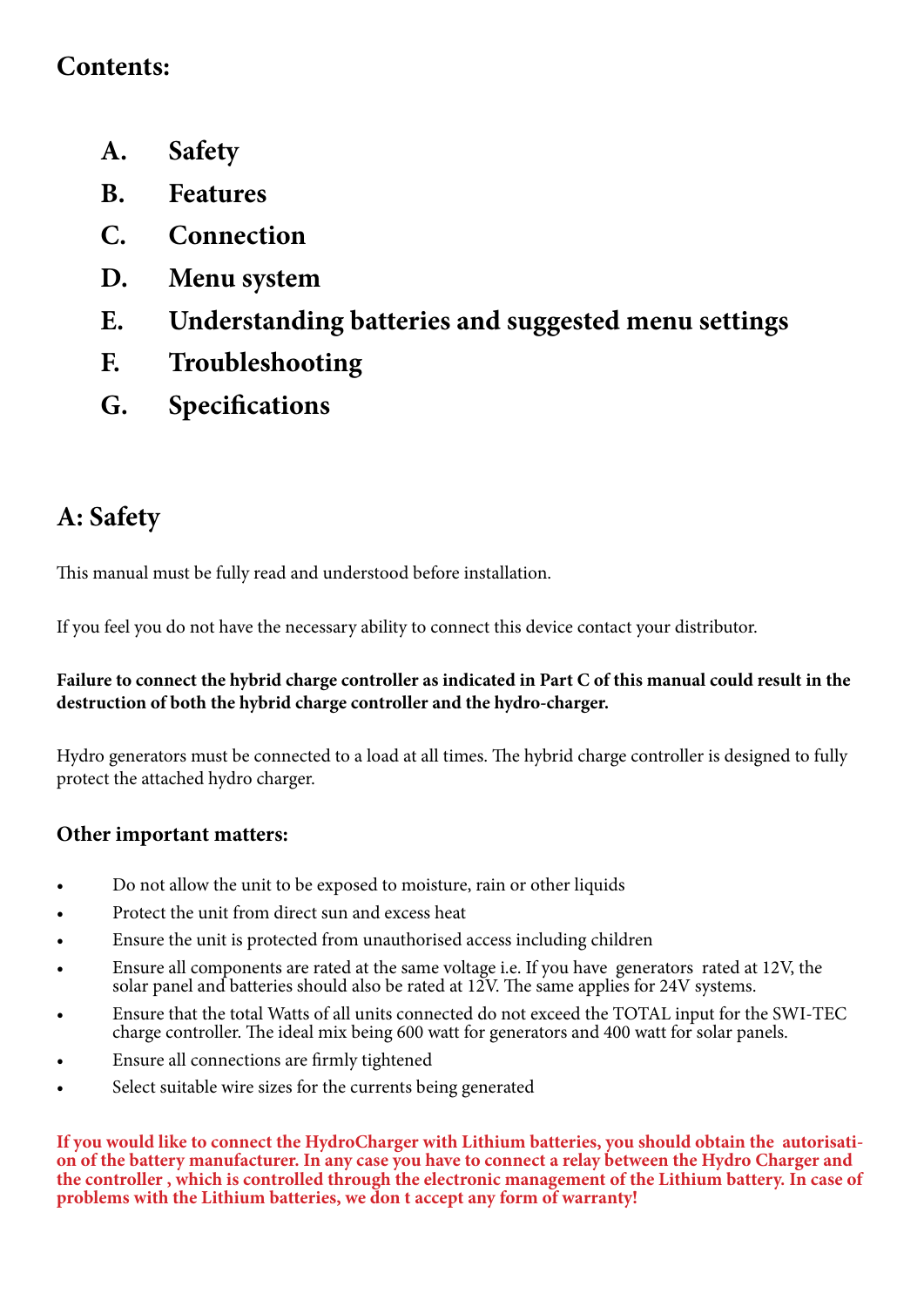## Contents:

- **A. Safety**
- **B. Features**
- **C. Connection**
- **D. Menu system**
- **E. Understanding batteries and suggested menu settings**
- **F. Troubleshooting**
- **G. Specifications**

## A: Safety

This manual must be fully read and understood before installation.

If you feel you do not have the necessary ability to connect this device contact your distributor.

**Failure to connect the hybrid charge controller as indicated in Part C of this manual could result in the destruction of both the hybrid charge controller and the hydro-charger.**

Hydro generators must be connected to a load at all times. The hybrid charge controller is designed to fully protect the attached hydro charger.

### Other important matters:

- Do not allow the unit to be exposed to moisture, rain or other liquids
- Protect the unit from direct sun and excess heat
- Ensure the unit is protected from unauthorised access including children
- Ensure all components are rated at the same voltage i.e. If you have generators rated at 12V, the solar panel and batteries should also be rated at 12V. The same applies for 24V systems.
- Ensure that the total Watts of all units connected do not exceed the TOTAL input for the SWI-TEC charge controller. The ideal mix being 600 watt for generators and 400 watt for solar panels.
- Ensure all connections are firmly tightened
- Select suitable wire sizes for the currents being generated

**If you would like to connect the HydroCharger with Lithium batteries, you should obtain the autorisation of the battery manufacturer. In any case you have to connect a relay between the Hydro Charger and the controller , which is controlled through the electronic management of the Lithium battery. In case of problems with the Lithium batteries, we don t accept any form of warranty!**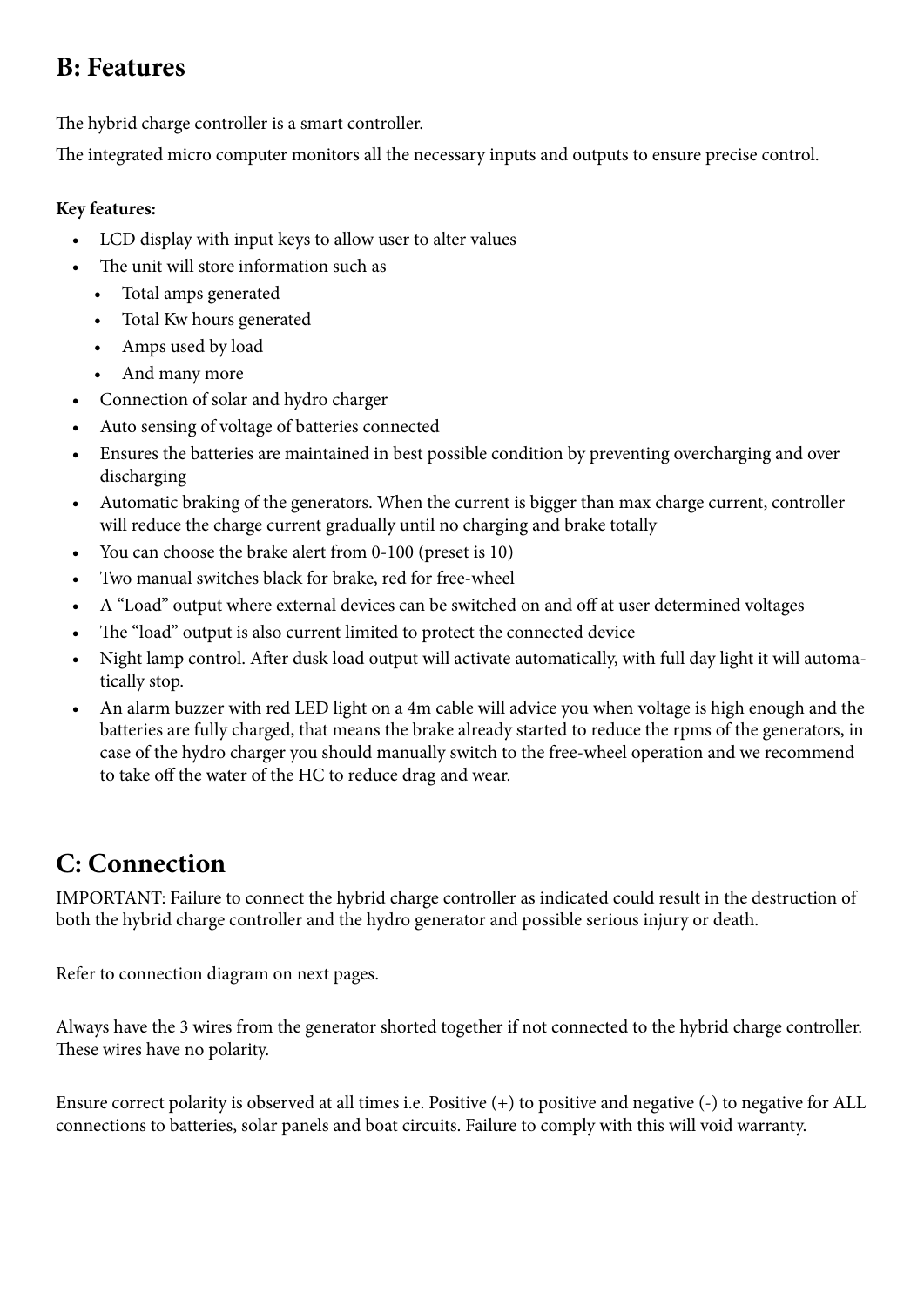## B: Features

The hybrid charge controller is a smart controller.

The integrated micro computer monitors all the necessary inputs and outputs to ensure precise control.

**Key features:**

- LCD display with input keys to allow user to alter values
- The unit will store information such as
  - Total amps generated
  - Total Kw hours generated
  - Amps used by load
  - And many more
- Connection of solar and hydro charger
- Auto sensing of voltage of batteries connected
- Ensures the batteries are maintained in best possible condition by preventing overcharging and over discharging
- Automatic braking of the generators. When the current is bigger than max charge current, controller will reduce the charge current gradually until no charging and brake totally
- You can choose the brake alert from 0-100 (preset is 10)
- Two manual switches black for brake, red for free-wheel
- A “Load” output where external devices can be switched on and off at user determined voltages
- The “load” output is also current limited to protect the connected device
- Night lamp control. After dusk load output will activate automatically, with full day light it will automatically stop.
- An alarm buzzer with red LED light on a 4m cable will advice you when voltage is high enough and the batteries are fully charged, that means the brake already started to reduce the rpms of the generators, in case of the hydro charger you should manually switch to the free-wheel operation and we recommend to take off the water of the HC to reduce drag and wear.

## C: Connection

IMPORTANT: Failure to connect the hybrid charge controller as indicated could result in the destruction of both the hybrid charge controller and the hydro generator and possible serious injury or death.

Refer to connection diagram on next pages.

Always have the 3 wires from the generator shorted together if not connected to the hybrid charge controller. These wires have no polarity.

Ensure correct polarity is observed at all times i.e. Positive (+) to positive and negative (-) to negative for ALL connections to batteries, solar panels and boat circuits. Failure to comply with this will void warranty.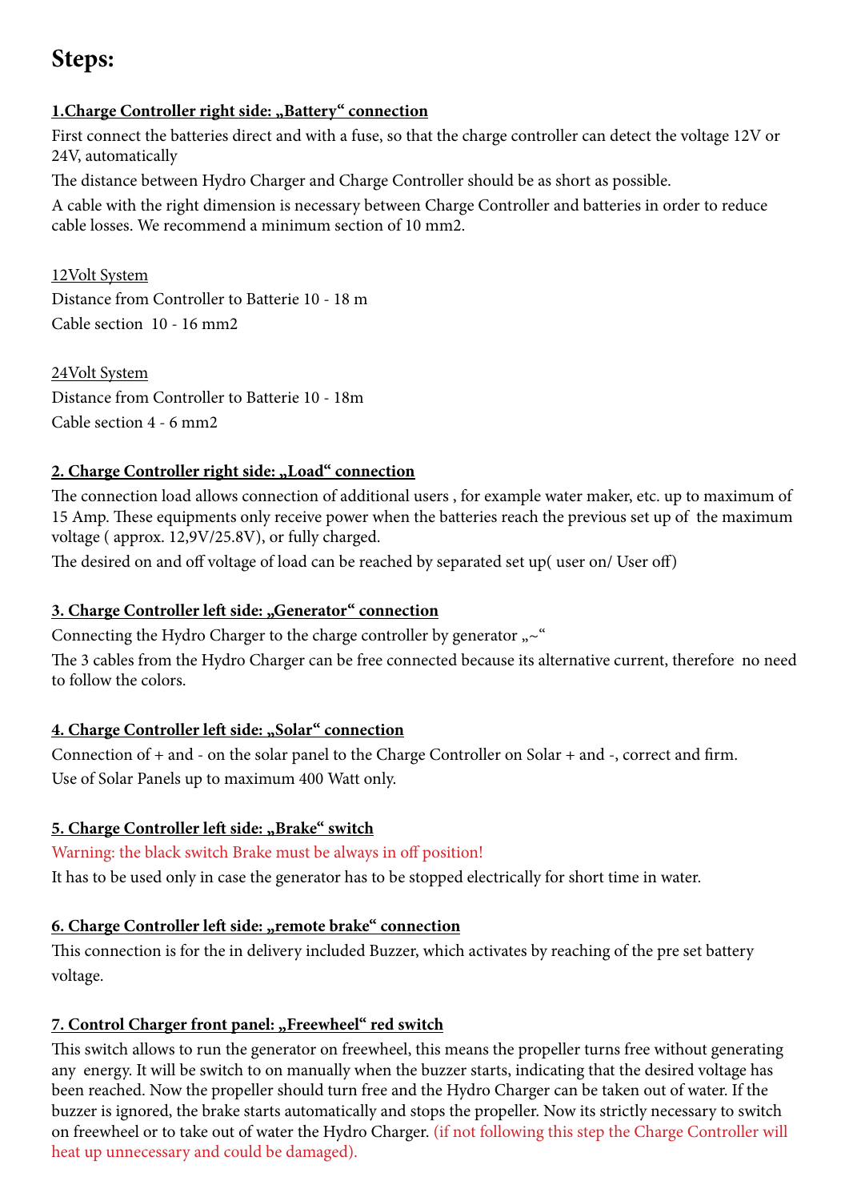# Steps:

**1.Charge Controller right side: „Battery" connection**

First connect the batteries direct and with a fuse, so that the charge controller can detect the voltage 12V or 24V, automatically

The distance between Hydro Charger and Charge Controller should be as short as possible.

A cable with the right dimension is necessary between Charge Controller and batteries in order to reduce cable losses. We recommend a minimum section of 10 mm2.

12Volt System

Distance from Controller to Batterie 10 - 18 m

Cable section 10 - 16 mm2

24Volt System

Distance from Controller to Batterie 10 - 18m

Cable section 4 - 6 mm2

**2. Charge Controller right side: „Load" connection**

The connection load allows connection of additional users , for example water maker, etc. up to maximum of 15 Amp. These equipments only receive power when the batteries reach the previous set up of the maximum voltage ( approx. 12,9V/25.8V), or fully charged.

The desired on and off voltage of load can be reached by separated set up( user on/ User off)

**3. Charge Controller left side: „Generator" connection**

Connecting the Hydro Charger to the charge controller by generator „~"

The 3 cables from the Hydro Charger can be free connected because its alternative current, therefore no need to follow the colors.

**4. Charge Controller left side: „Solar" connection**

Connection of + and - on the solar panel to the Charge Controller on Solar + and -, correct and firm.

Use of Solar Panels up to maximum 400 Watt only.

**5. Charge Controller left side: „Brake" switch**

Warning: the black switch Brake must be always in off position!

It has to be used only in case the generator has to be stopped electrically for short time in water.

**6. Charge Controller left side: „remote brake" connection**

This connection is for the in delivery included Buzzer, which activates by reaching of the pre set battery voltage.

**7. Control Charger front panel: „Freewheel" red switch**

This switch allows to run the generator on freewheel, this means the propeller turns free without generating any energy. It will be switch to on manually when the buzzer starts, indicating that the desired voltage has been reached. Now the propeller should turn free and the Hydro Charger can be taken out of water. If the buzzer is ignored, the brake starts automatically and stops the propeller. Now its strictly necessary to switch on freewheel or to take out of water the Hydro Charger. (if not following this step the Charge Controller will heat up unnecessary and could be damaged).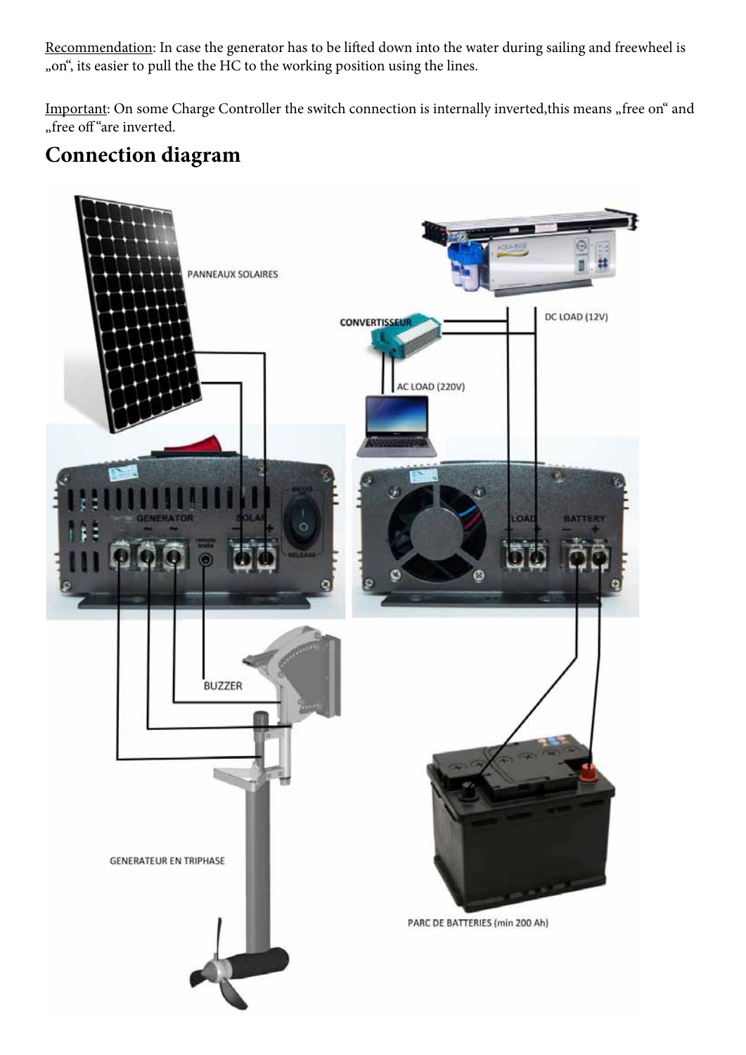Recommendation: In case the generator has to be lifted down into the water during sailing and freewheel is „on", its easier to pull the the HC to the working position using the lines.

Important: On some Charge Controller the switch connection is internally inverted,this means „free on" and „free off"are inverted.

## Connection diagram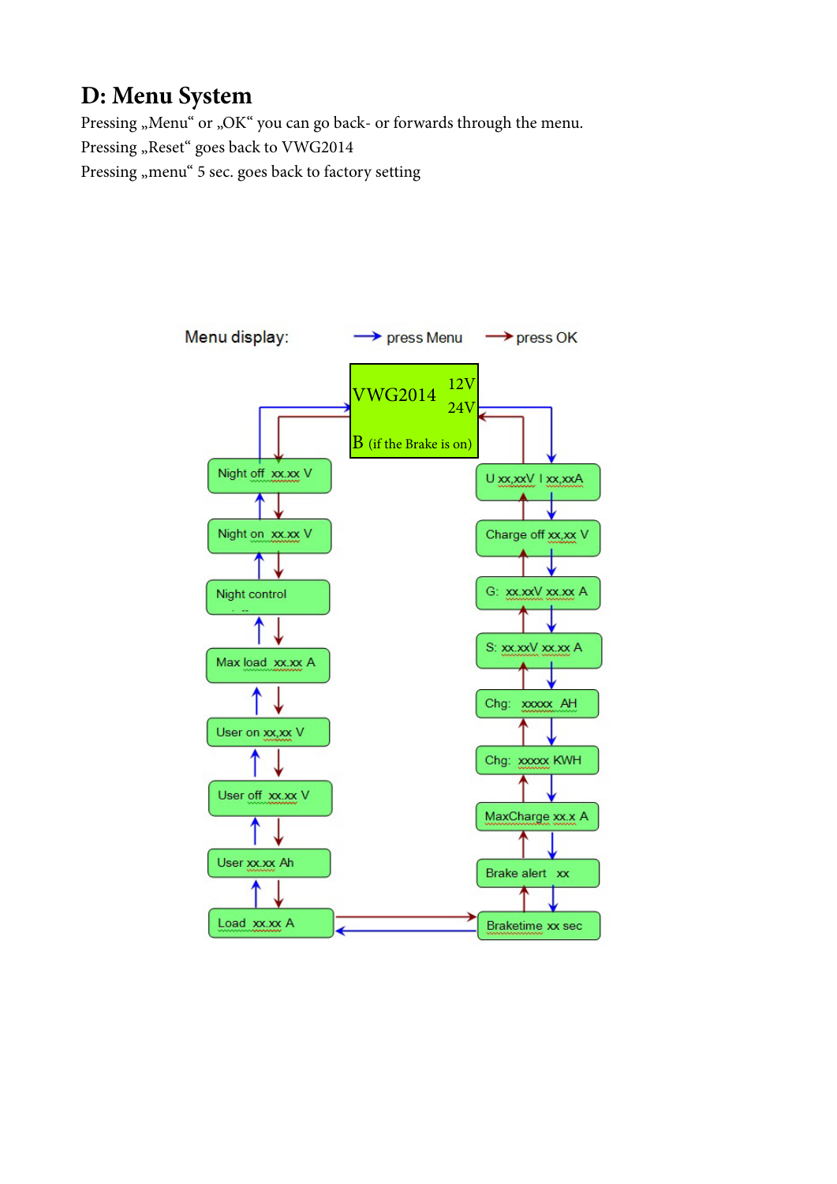## D: Menu System

Pressing „Menu“ or „OK“ you can go back- or forwards through the menu.
Pressing „Reset“ goes back to VWG2014
Pressing „menu“ 5 sec. goes back to factory setting

Menu display: → press Menu → press OK

VWG2014 12V 24V
B (if the Brake is on)

Night off xx.xx V
Night on xx.xx V
Night control
Max load xx.xx A
User on xx,xx V
User off xx.xx V
User xx.xx Ah
Load xx.xx A

U xx,xxV I xx,xxA
Charge off xx,xx V
G: xx.xxV xx.xx A
S: xx.xxV xx.xx A
Chg: xxxxx AH
Chg: xxxxx KWH
MaxCharge xx.x A
Brake alert xx
Braketime xx sec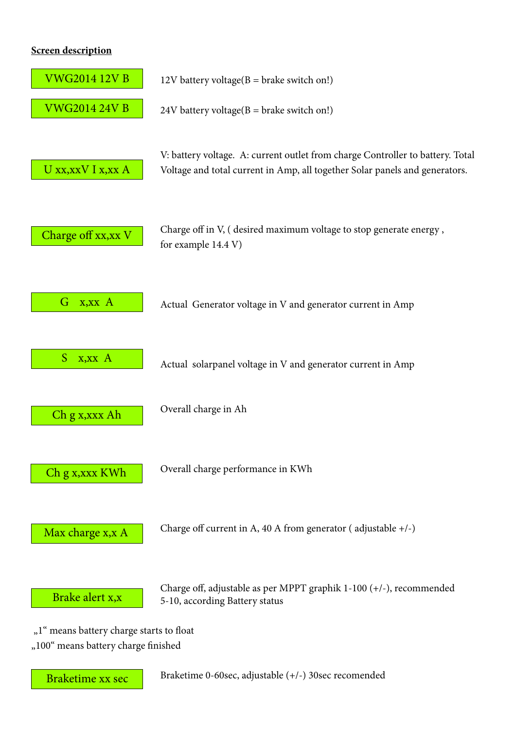**Screen description**

| Screen | Description |
| --- | --- |
| VWG2014 12V B | 12V battery voltage(B = brake switch on!) |
| VWG2014 24V B | 24V battery voltage(B = brake switch on!) |
| U xx,xxV I x,xx A | V: battery voltage. A: current outlet from charge Controller to battery. Total Voltage and total current in Amp, all together Solar panels and generators. |
| Charge off xx,xx V | Charge off in V, ( desired maximum voltage to stop generate energy , for example 14.4 V) |
| G x,xx A | Actual Generator voltage in V and generator current in Amp |
| S x,xx A | Actual solarpanel voltage in V and generator current in Amp |
| Ch g x,xxx Ah | Overall charge in Ah |
| Ch g x,xxx KWh | Overall charge performance in KWh |
| Max charge x,x A | Charge off current in A, 40 A from generator ( adjustable +/-) |
| Brake alert x,x | Charge off, adjustable as per MPPT graphik 1-100 (+/-), recommended 5-10, according Battery status |

„1“ means battery charge starts to float

„100“ means battery charge finished

| Screen | Description |
| --- | --- |
| Braketime xx sec | Braketime 0-60sec, adjustable (+/-) 30sec recomended |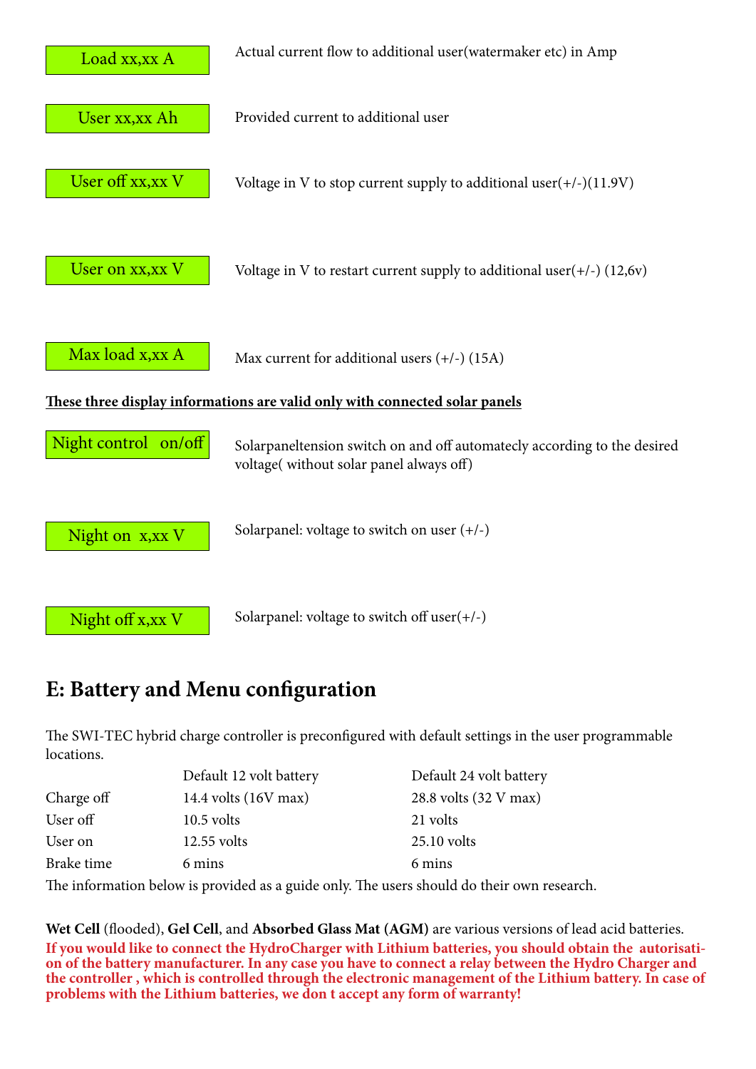| | |
|---|---|
| Load xx,xx A | Actual current flow to additional user(watermaker etc) in Amp |
| User xx,xx Ah | Provided current to additional user |
| User off xx,xx V | Voltage in V to stop current supply to additional user(+/-)(11.9V) |
| User on xx,xx V | Voltage in V to restart current supply to additional user(+/-) (12,6v) |
| Max load x,xx A | Max current for additional users (+/-) (15A) |

**<u>These three display informations are valid only with connected solar panels</u>**

| | |
|---|---|
| Night control on/off | Solarpaneltension switch on and off automatecly according to the desired voltage( without solar panel always off) |
| Night on x,xx V | Solarpanel: voltage to switch on user (+/-) |
| Night off x,xx V | Solarpanel: voltage to switch off user(+/-) |

## E: Battery and Menu configuration

The SWI-TEC hybrid charge controller is preconfigured with default settings in the user programmable locations.

| | Default 12 volt battery | Default 24 volt battery |
|---|---|---|
| Charge off | 14.4 volts (16V max) | 28.8 volts (32 V max) |
| User off | 10.5 volts | 21 volts |
| User on | 12.55 volts | 25.10 volts |
| Brake time | 6 mins | 6 mins |

The information below is provided as a guide only. The users should do their own research.

**Wet Cell** (flooded), **Gel Cell**, and **Absorbed Glass Mat (AGM)** are various versions of lead acid batteries.

**If you would like to connect the HydroCharger with Lithium batteries, you should obtain the autorisation of the battery manufacturer. In any case you have to connect a relay between the Hydro Charger and the controller , which is controlled through the electronic management of the Lithium battery. In case of problems with the Lithium batteries, we don t accept any form of warranty!**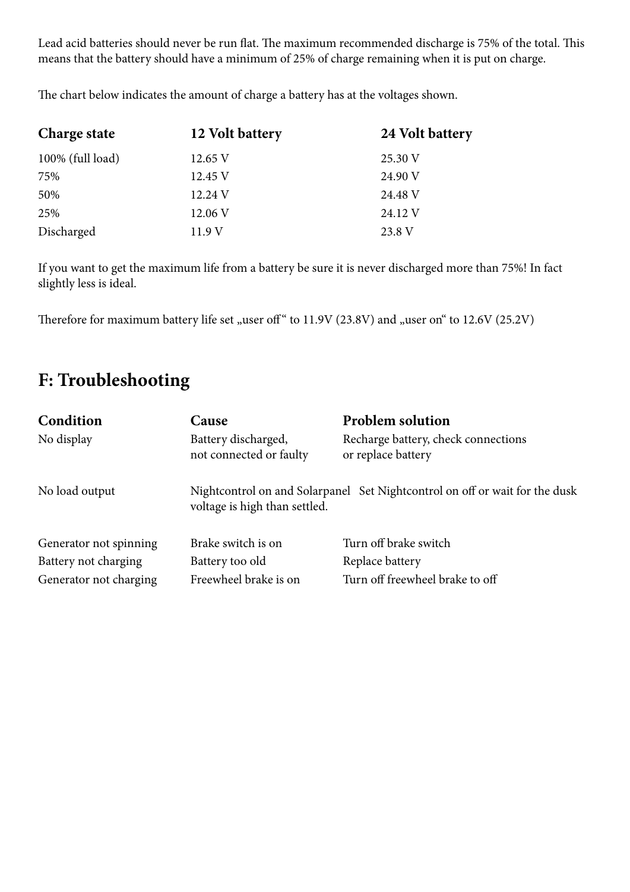Lead acid batteries should never be run flat. The maximum recommended discharge is 75% of the total. This means that the battery should have a minimum of 25% of charge remaining when it is put on charge.

The chart below indicates the amount of charge a battery has at the voltages shown.

| Charge state | 12 Volt battery | 24 Volt battery |
|---|---|---|
| 100% (full load) | 12.65 V | 25.30 V |
| 75% | 12.45 V | 24.90 V |
| 50% | 12.24 V | 24.48 V |
| 25% | 12.06 V | 24.12 V |
| Discharged | 11.9 V | 23.8 V |

If you want to get the maximum life from a battery be sure it is never discharged more than 75%! In fact slightly less is ideal.

Therefore for maximum battery life set „user off" to 11.9V (23.8V) and „user on" to 12.6V (25.2V)

## F: Troubleshooting

| Condition | Cause | Problem solution |
|---|---|---|
| No display | Battery discharged, not connected or faulty | Recharge battery, check connections or replace battery |
| No load output | Nightcontrol on and Solarpanel voltage is high than settled. | Set Nightcontrol on off or wait for the dusk |
| Generator not spinning | Brake switch is on | Turn off brake switch |
| Battery not charging | Battery too old | Replace battery |
| Generator not charging | Freewheel brake is on | Turn off freewheel brake to off |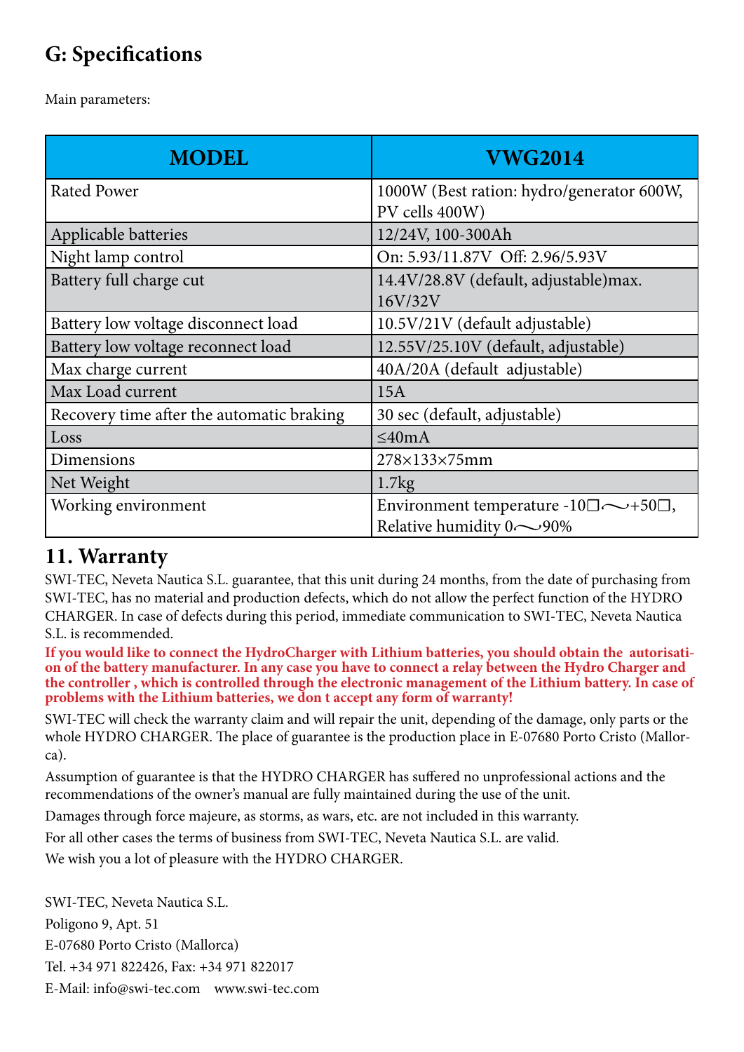## G: Specifications

Main parameters:

| MODEL | VWG2014 |
|---|---|
| Rated Power | 1000W (Best ration: hydro/generator 600W, PV cells 400W) |
| Applicable batteries | 12/24V, 100-300Ah |
| Night lamp control | On: 5.93/11.87V  Off: 2.96/5.93V |
| Battery full charge cut | 14.4V/28.8V (default, adjustable)max. 16V/32V |
| Battery low voltage disconnect load | 10.5V/21V (default adjustable) |
| Battery low voltage reconnect load | 12.55V/25.10V (default, adjustable) |
| Max charge current | 40A/20A (default  adjustable) |
| Max Load current | 15A |
| Recovery time after the automatic braking | 30 sec (default, adjustable) |
| Loss | ≤40mA |
| Dimensions | 278×133×75mm |
| Net Weight | 1.7kg |
| Working environment | Environment temperature -10□～+50□, Relative humidity 0～90% |

## 11. Warranty

SWI-TEC, Neveta Nautica S.L. guarantee, that this unit during 24 months, from the date of purchasing from SWI-TEC, has no material and production defects, which do not allow the perfect function of the HYDRO CHARGER. In case of defects during this period, immediate communication to SWI-TEC, Neveta Nautica S.L. is recommended.

**If you would like to connect the HydroCharger with Lithium batteries, you should obtain the autorisation of the battery manufacturer. In any case you have to connect a relay between the Hydro Charger and the controller , which is controlled through the electronic management of the Lithium battery. In case of problems with the Lithium batteries, we don t accept any form of warranty!**

SWI-TEC will check the warranty claim and will repair the unit, depending of the damage, only parts or the whole HYDRO CHARGER. The place of guarantee is the production place in E-07680 Porto Cristo (Mallorca).

Assumption of guarantee is that the HYDRO CHARGER has suffered no unprofessional actions and the recommendations of the owner's manual are fully maintained during the use of the unit.

Damages through force majeure, as storms, as wars, etc. are not included in this warranty.

For all other cases the terms of business from SWI-TEC, Neveta Nautica S.L. are valid.

We wish you a lot of pleasure with the HYDRO CHARGER.

SWI-TEC, Neveta Nautica S.L.
Poligono 9, Apt. 51
E-07680 Porto Cristo (Mallorca)
Tel. +34 971 822426, Fax: +34 971 822017
E-Mail: info@swi-tec.com    www.swi-tec.com